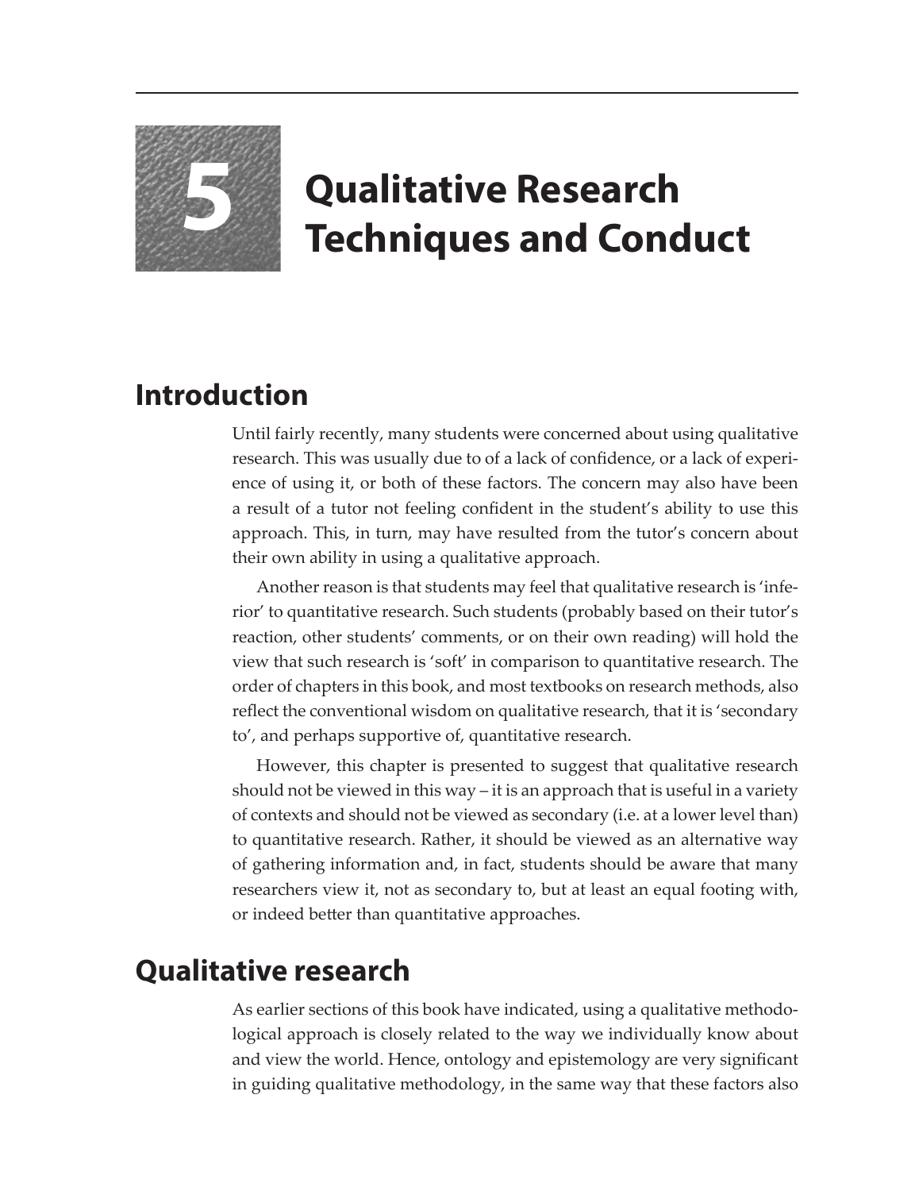# 5 Qualitative Research Techniques and Conduct

## Introduction

Until fairly recently, many students were concerned about using qualitative research. This was usually due to of a lack of confidence, or a lack of experience of using it, or both of these factors. The concern may also have been a result of a tutor not feeling confident in the student's ability to use this approach. This, in turn, may have resulted from the tutor's concern about their own ability in using a qualitative approach.

Another reason is that students may feel that qualitative research is 'inferior' to quantitative research. Such students (probably based on their tutor's reaction, other students' comments, or on their own reading) will hold the view that such research is 'soft' in comparison to quantitative research. The order of chapters in this book, and most textbooks on research methods, also reflect the conventional wisdom on qualitative research, that it is 'secondary to', and perhaps supportive of, quantitative research.

However, this chapter is presented to suggest that qualitative research should not be viewed in this way – it is an approach that is useful in a variety of contexts and should not be viewed as secondary (i.e. at a lower level than) to quantitative research. Rather, it should be viewed as an alternative way of gathering information and, in fact, students should be aware that many researchers view it, not as secondary to, but at least an equal footing with, or indeed better than quantitative approaches.

## Qualitative research

As earlier sections of this book have indicated, using a qualitative methodological approach is closely related to the way we individually know about and view the world. Hence, ontology and epistemology are very significant in guiding qualitative methodology, in the same way that these factors also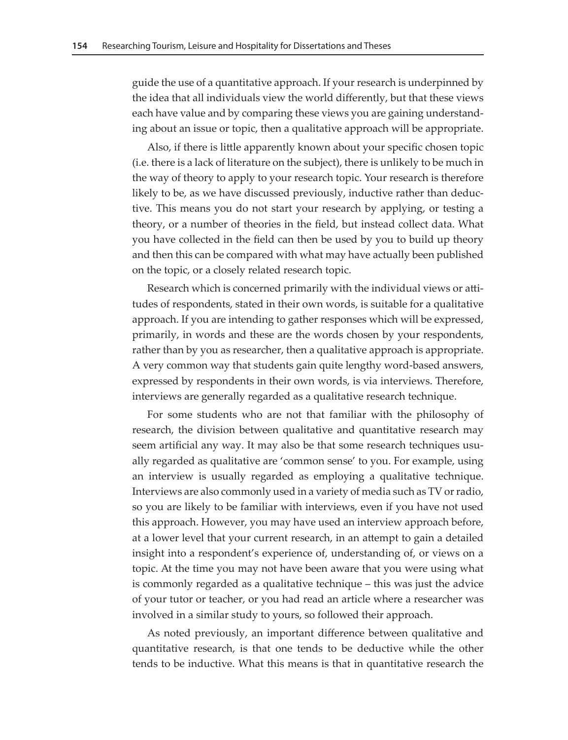guide the use of a quantitative approach. If your research is underpinned by the idea that all individuals view the world differently, but that these views each have value and by comparing these views you are gaining understanding about an issue or topic, then a qualitative approach will be appropriate.

Also, if there is little apparently known about your specific chosen topic (i.e. there is a lack of literature on the subject), there is unlikely to be much in the way of theory to apply to your research topic. Your research is therefore likely to be, as we have discussed previously, inductive rather than deductive. This means you do not start your research by applying, or testing a theory, or a number of theories in the field, but instead collect data. What you have collected in the field can then be used by you to build up theory and then this can be compared with what may have actually been published on the topic, or a closely related research topic.

Research which is concerned primarily with the individual views or attitudes of respondents, stated in their own words, is suitable for a qualitative approach. If you are intending to gather responses which will be expressed, primarily, in words and these are the words chosen by your respondents, rather than by you as researcher, then a qualitative approach is appropriate. A very common way that students gain quite lengthy word-based answers, expressed by respondents in their own words, is via interviews. Therefore, interviews are generally regarded as a qualitative research technique.

For some students who are not that familiar with the philosophy of research, the division between qualitative and quantitative research may seem artificial any way. It may also be that some research techniques usually regarded as qualitative are 'common sense' to you. For example, using an interview is usually regarded as employing a qualitative technique. Interviews are also commonly used in a variety of media such as TV or radio, so you are likely to be familiar with interviews, even if you have not used this approach. However, you may have used an interview approach before, at a lower level that your current research, in an attempt to gain a detailed insight into a respondent's experience of, understanding of, or views on a topic. At the time you may not have been aware that you were using what is commonly regarded as a qualitative technique – this was just the advice of your tutor or teacher, or you had read an article where a researcher was involved in a similar study to yours, so followed their approach.

As noted previously, an important difference between qualitative and quantitative research, is that one tends to be deductive while the other tends to be inductive. What this means is that in quantitative research the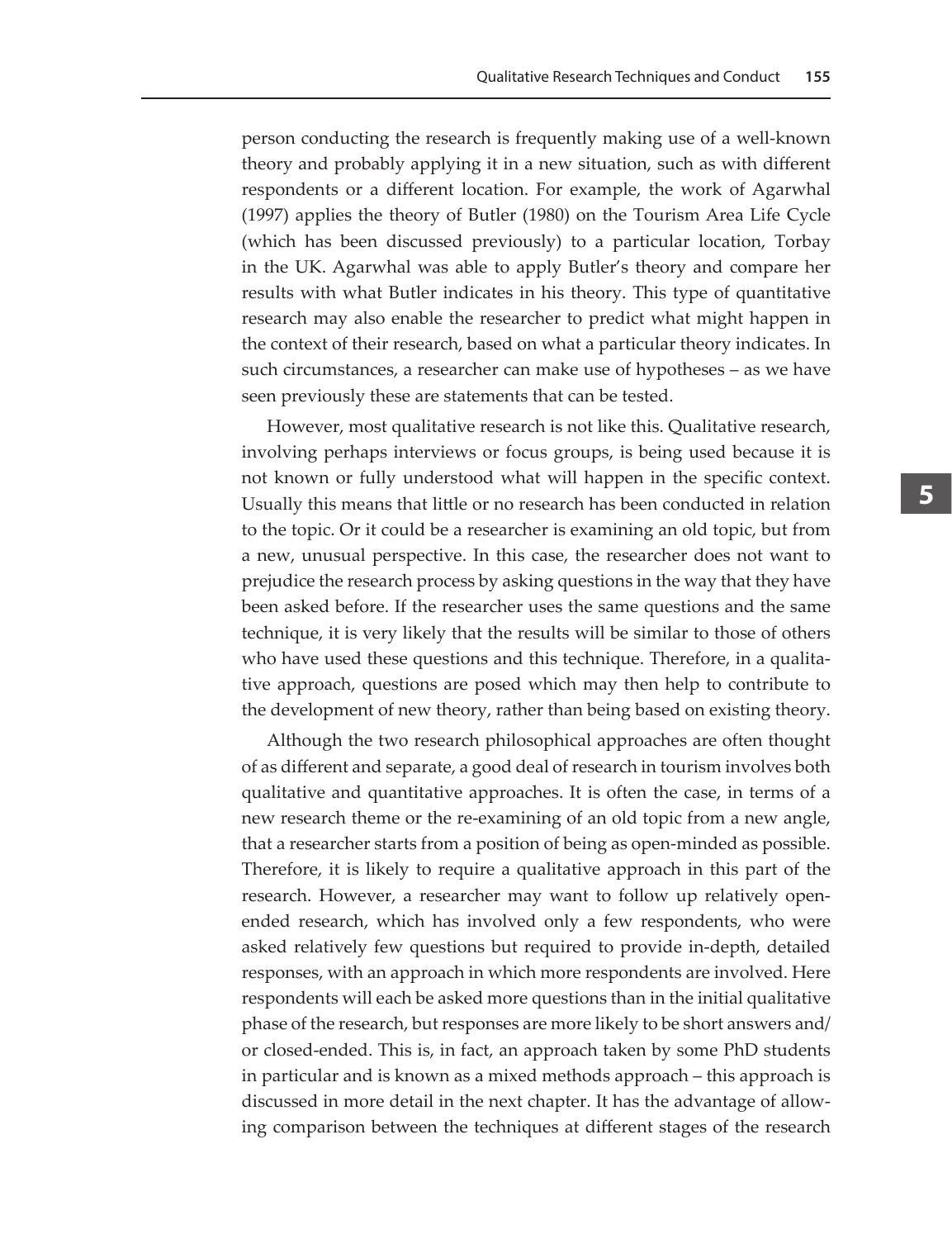person conducting the research is frequently making use of a well-known theory and probably applying it in a new situation, such as with different respondents or a different location. For example, the work of Agarwhal (1997) applies the theory of Butler (1980) on the Tourism Area Life Cycle (which has been discussed previously) to a particular location, Torbay in the UK. Agarwhal was able to apply Butler's theory and compare her results with what Butler indicates in his theory. This type of quantitative research may also enable the researcher to predict what might happen in the context of their research, based on what a particular theory indicates. In such circumstances, a researcher can make use of hypotheses – as we have seen previously these are statements that can be tested.

However, most qualitative research is not like this. Qualitative research, involving perhaps interviews or focus groups, is being used because it is not known or fully understood what will happen in the specific context. Usually this means that little or no research has been conducted in relation to the topic. Or it could be a researcher is examining an old topic, but from a new, unusual perspective. In this case, the researcher does not want to prejudice the research process by asking questions in the way that they have been asked before. If the researcher uses the same questions and the same technique, it is very likely that the results will be similar to those of others who have used these questions and this technique. Therefore, in a qualitative approach, questions are posed which may then help to contribute to the development of new theory, rather than being based on existing theory.

Although the two research philosophical approaches are often thought of as different and separate, a good deal of research in tourism involves both qualitative and quantitative approaches. It is often the case, in terms of a new research theme or the re-examining of an old topic from a new angle, that a researcher starts from a position of being as open-minded as possible. Therefore, it is likely to require a qualitative approach in this part of the research. However, a researcher may want to follow up relatively open-ended research, which has involved only a few respondents, who were asked relatively few questions but required to provide in-depth, detailed responses, with an approach in which more respondents are involved. Here respondents will each be asked more questions than in the initial qualitative phase of the research, but responses are more likely to be short answers and/or closed-ended. This is, in fact, an approach taken by some PhD students in particular and is known as a mixed methods approach – this approach is discussed in more detail in the next chapter. It has the advantage of allowing comparison between the techniques at different stages of the research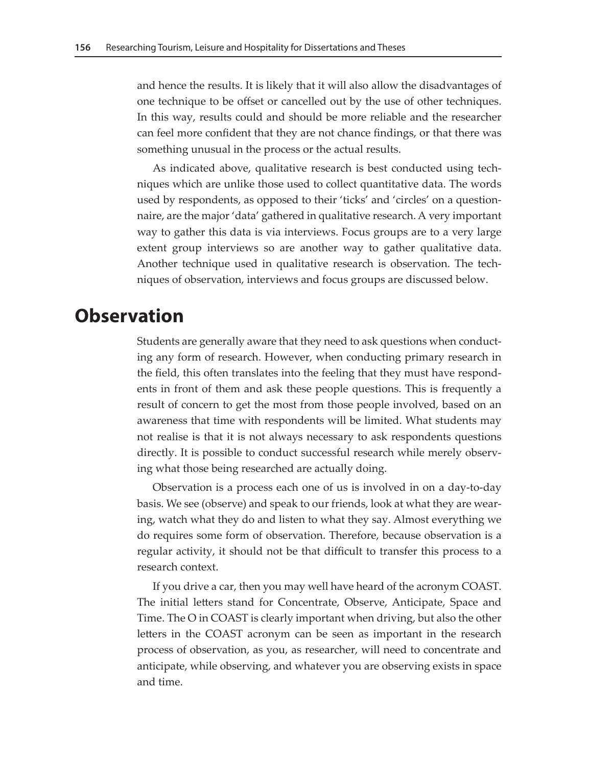and hence the results. It is likely that it will also allow the disadvantages of one technique to be offset or cancelled out by the use of other techniques. In this way, results could and should be more reliable and the researcher can feel more confident that they are not chance findings, or that there was something unusual in the process or the actual results.

As indicated above, qualitative research is best conducted using techniques which are unlike those used to collect quantitative data. The words used by respondents, as opposed to their 'ticks' and 'circles' on a questionnaire, are the major 'data' gathered in qualitative research. A very important way to gather this data is via interviews. Focus groups are to a very large extent group interviews so are another way to gather qualitative data. Another technique used in qualitative research is observation. The techniques of observation, interviews and focus groups are discussed below.

## Observation

Students are generally aware that they need to ask questions when conducting any form of research. However, when conducting primary research in the field, this often translates into the feeling that they must have respondents in front of them and ask these people questions. This is frequently a result of concern to get the most from those people involved, based on an awareness that time with respondents will be limited. What students may not realise is that it is not always necessary to ask respondents questions directly. It is possible to conduct successful research while merely observing what those being researched are actually doing.

Observation is a process each one of us is involved in on a day-to-day basis. We see (observe) and speak to our friends, look at what they are wearing, watch what they do and listen to what they say. Almost everything we do requires some form of observation. Therefore, because observation is a regular activity, it should not be that difficult to transfer this process to a research context.

If you drive a car, then you may well have heard of the acronym COAST. The initial letters stand for Concentrate, Observe, Anticipate, Space and Time. The O in COAST is clearly important when driving, but also the other letters in the COAST acronym can be seen as important in the research process of observation, as you, as researcher, will need to concentrate and anticipate, while observing, and whatever you are observing exists in space and time.